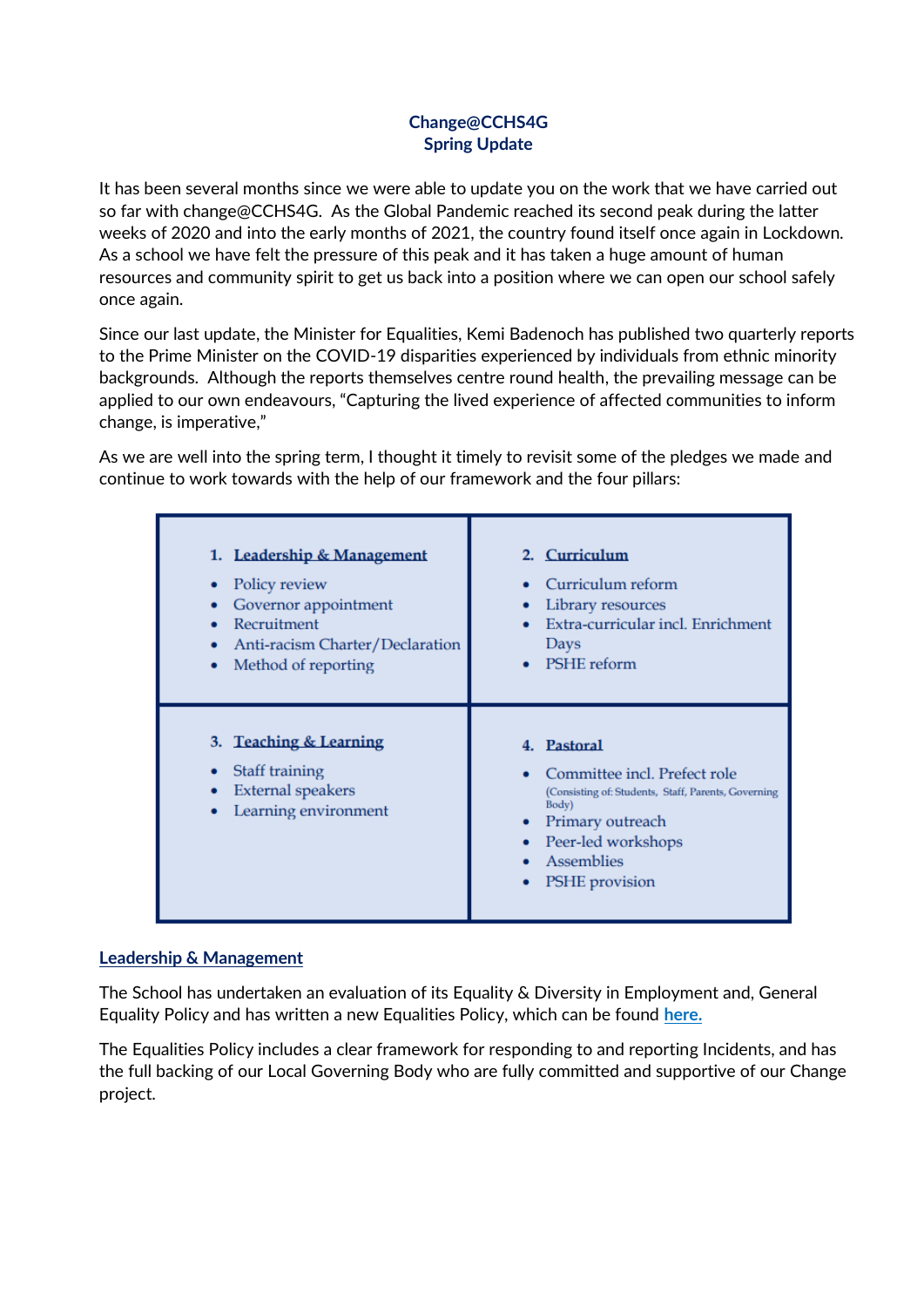## Change@CCHS4G
## Spring Update

It has been several months since we were able to update you on the work that we have carried out so far with change@CCHS4G. As the Global Pandemic reached its second peak during the latter weeks of 2020 and into the early months of 2021, the country found itself once again in Lockdown. As a school we have felt the pressure of this peak and it has taken a huge amount of human resources and community spirit to get us back into a position where we can open our school safely once again.

Since our last update, the Minister for Equalities, Kemi Badenoch has published two quarterly reports to the Prime Minister on the COVID-19 disparities experienced by individuals from ethnic minority backgrounds. Although the reports themselves centre round health, the prevailing message can be applied to our own endeavours, "Capturing the lived experience of affected communities to inform change, is imperative,"

As we are well into the spring term, I thought it timely to revisit some of the pledges we made and continue to work towards with the help of our framework and the four pillars:

| | |
|---|---|
| **1. Leadership & Management**<br>• Policy review<br>• Governor appointment<br>• Recruitment<br>• Anti-racism Charter/Declaration<br>• Method of reporting | **2. Curriculum**<br>• Curriculum reform<br>• Library resources<br>• Extra-curricular incl. Enrichment Days<br>• PSHE reform |
| **3. Teaching & Learning**<br>• Staff training<br>• External speakers<br>• Learning environment | **4. Pastoral**<br>• Committee incl. Prefect role (Consisting of: Students, Staff, Parents, Governing Body)<br>• Primary outreach<br>• Peer-led workshops<br>• Assemblies<br>• PSHE provision |

### Leadership & Management

The School has undertaken an evaluation of its Equality & Diversity in Employment and, General Equality Policy and has written a new Equalities Policy, which can be found here.

The Equalities Policy includes a clear framework for responding to and reporting Incidents, and has the full backing of our Local Governing Body who are fully committed and supportive of our Change project.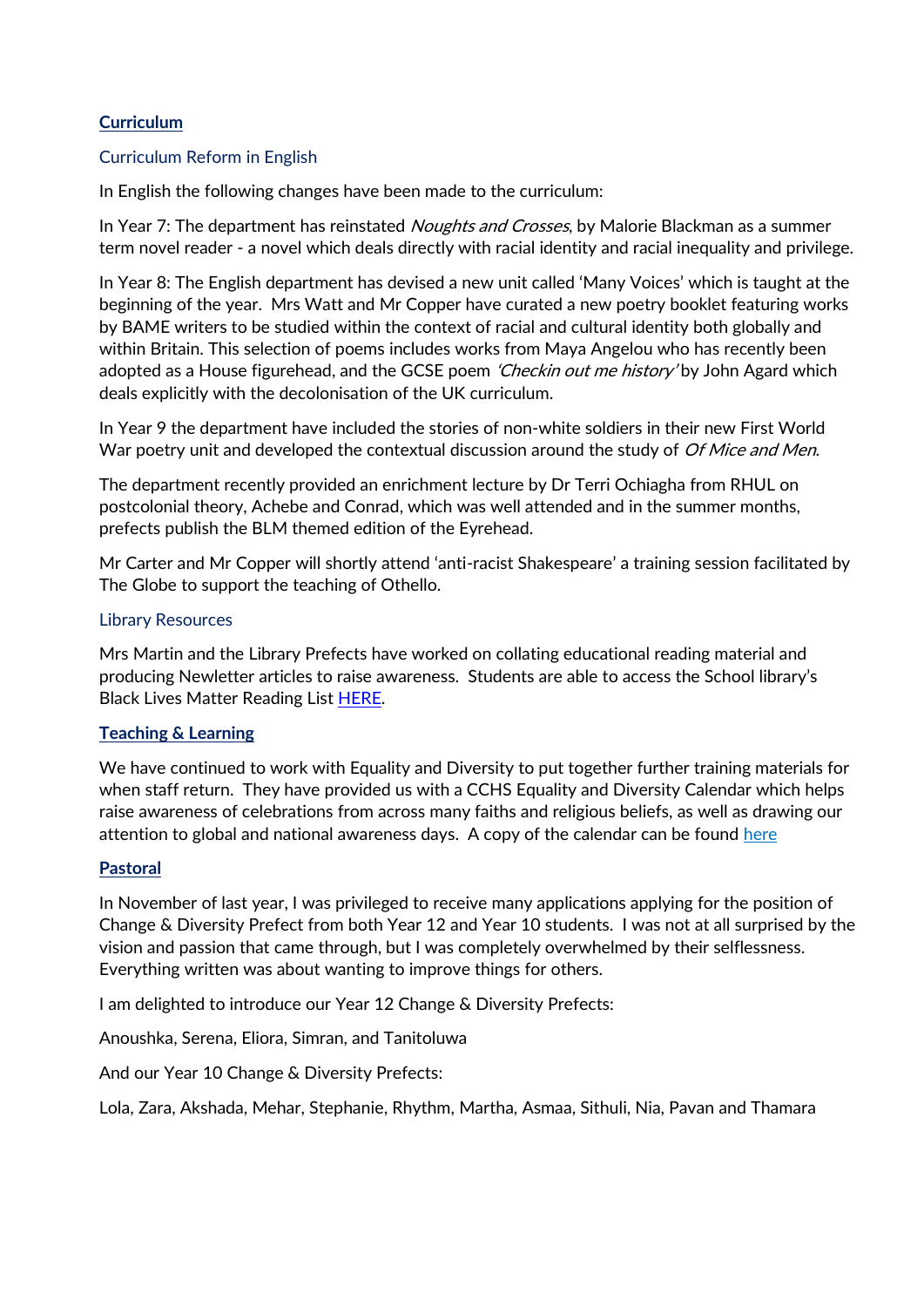## **Curriculum**

### Curriculum Reform in English

In English the following changes have been made to the curriculum:

In Year 7: The department has reinstated *Noughts and Crosses*, by Malorie Blackman as a summer term novel reader - a novel which deals directly with racial identity and racial inequality and privilege.

In Year 8: The English department has devised a new unit called 'Many Voices' which is taught at the beginning of the year. Mrs Watt and Mr Copper have curated a new poetry booklet featuring works by BAME writers to be studied within the context of racial and cultural identity both globally and within Britain. This selection of poems includes works from Maya Angelou who has recently been adopted as a House figurehead, and the GCSE poem *'Checkin out me history'* by John Agard which deals explicitly with the decolonisation of the UK curriculum.

In Year 9 the department have included the stories of non-white soldiers in their new First World War poetry unit and developed the contextual discussion around the study of *Of Mice and Men*.

The department recently provided an enrichment lecture by Dr Terri Ochiagha from RHUL on postcolonial theory, Achebe and Conrad, which was well attended and in the summer months, prefects publish the BLM themed edition of the Eyrehead.

Mr Carter and Mr Copper will shortly attend 'anti-racist Shakespeare' a training session facilitated by The Globe to support the teaching of Othello.

### Library Resources

Mrs Martin and the Library Prefects have worked on collating educational reading material and producing Newletter articles to raise awareness. Students are able to access the School library's Black Lives Matter Reading List HERE.

## **Teaching & Learning**

We have continued to work with Equality and Diversity to put together further training materials for when staff return. They have provided us with a CCHS Equality and Diversity Calendar which helps raise awareness of celebrations from across many faiths and religious beliefs, as well as drawing our attention to global and national awareness days. A copy of the calendar can be found here

## **Pastoral**

In November of last year, I was privileged to receive many applications applying for the position of Change & Diversity Prefect from both Year 12 and Year 10 students. I was not at all surprised by the vision and passion that came through, but I was completely overwhelmed by their selflessness. Everything written was about wanting to improve things for others.

I am delighted to introduce our Year 12 Change & Diversity Prefects:

Anoushka, Serena, Eliora, Simran, and Tanitoluwa

And our Year 10 Change & Diversity Prefects:

Lola, Zara, Akshada, Mehar, Stephanie, Rhythm, Martha, Asmaa, Sithuli, Nia, Pavan and Thamara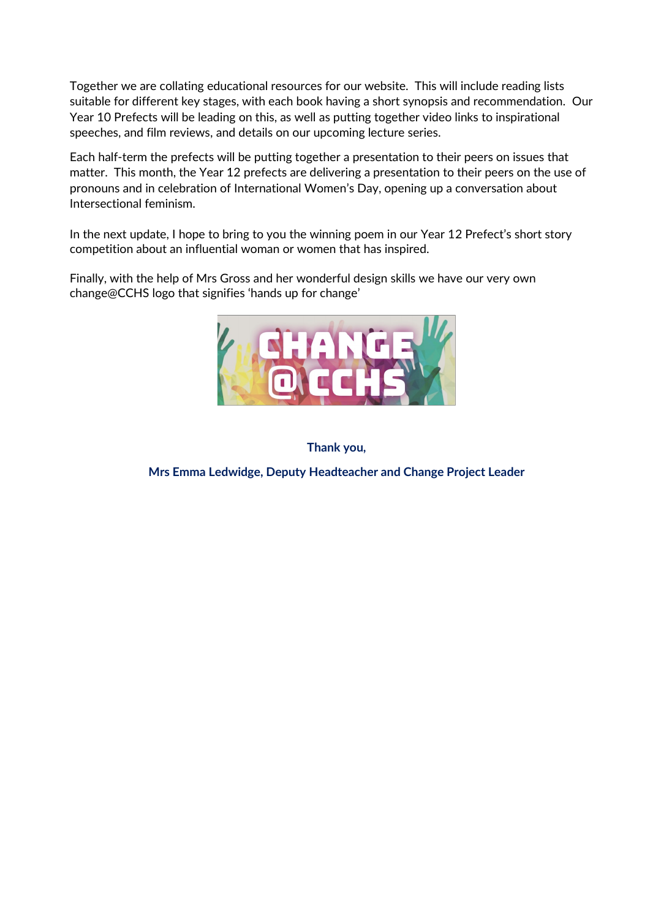Together we are collating educational resources for our website. This will include reading lists suitable for different key stages, with each book having a short synopsis and recommendation. Our Year 10 Prefects will be leading on this, as well as putting together video links to inspirational speeches, and film reviews, and details on our upcoming lecture series.

Each half-term the prefects will be putting together a presentation to their peers on issues that matter. This month, the Year 12 prefects are delivering a presentation to their peers on the use of pronouns and in celebration of International Women's Day, opening up a conversation about Intersectional feminism.

In the next update, I hope to bring to you the winning poem in our Year 12 Prefect's short story competition about an influential woman or women that has inspired.

Finally, with the help of Mrs Gross and her wonderful design skills we have our very own change@CCHS logo that signifies 'hands up for change'

CHANGE @CCHS

**Thank you,**

**Mrs Emma Ledwidge, Deputy Headteacher and Change Project Leader**